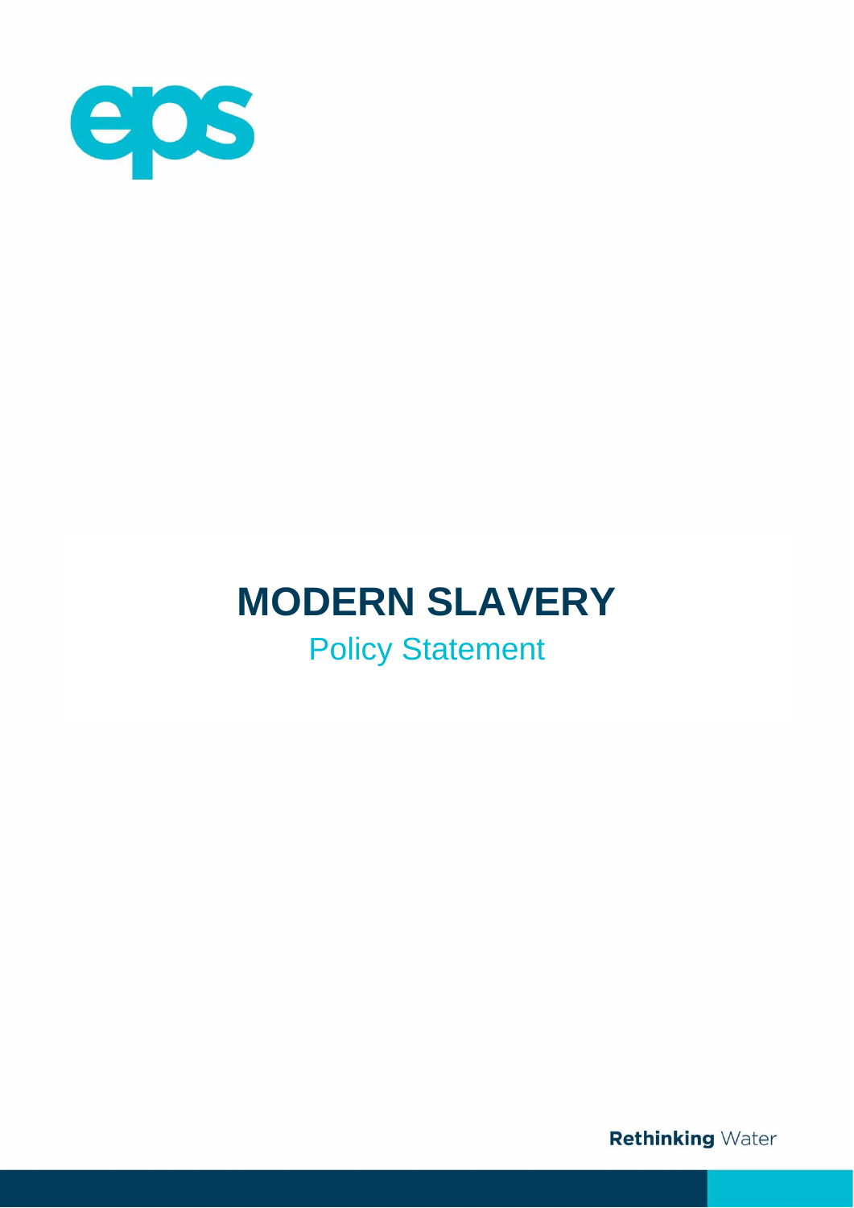eps

# MODERN SLAVERY

## Policy Statement

**Rethinking** Water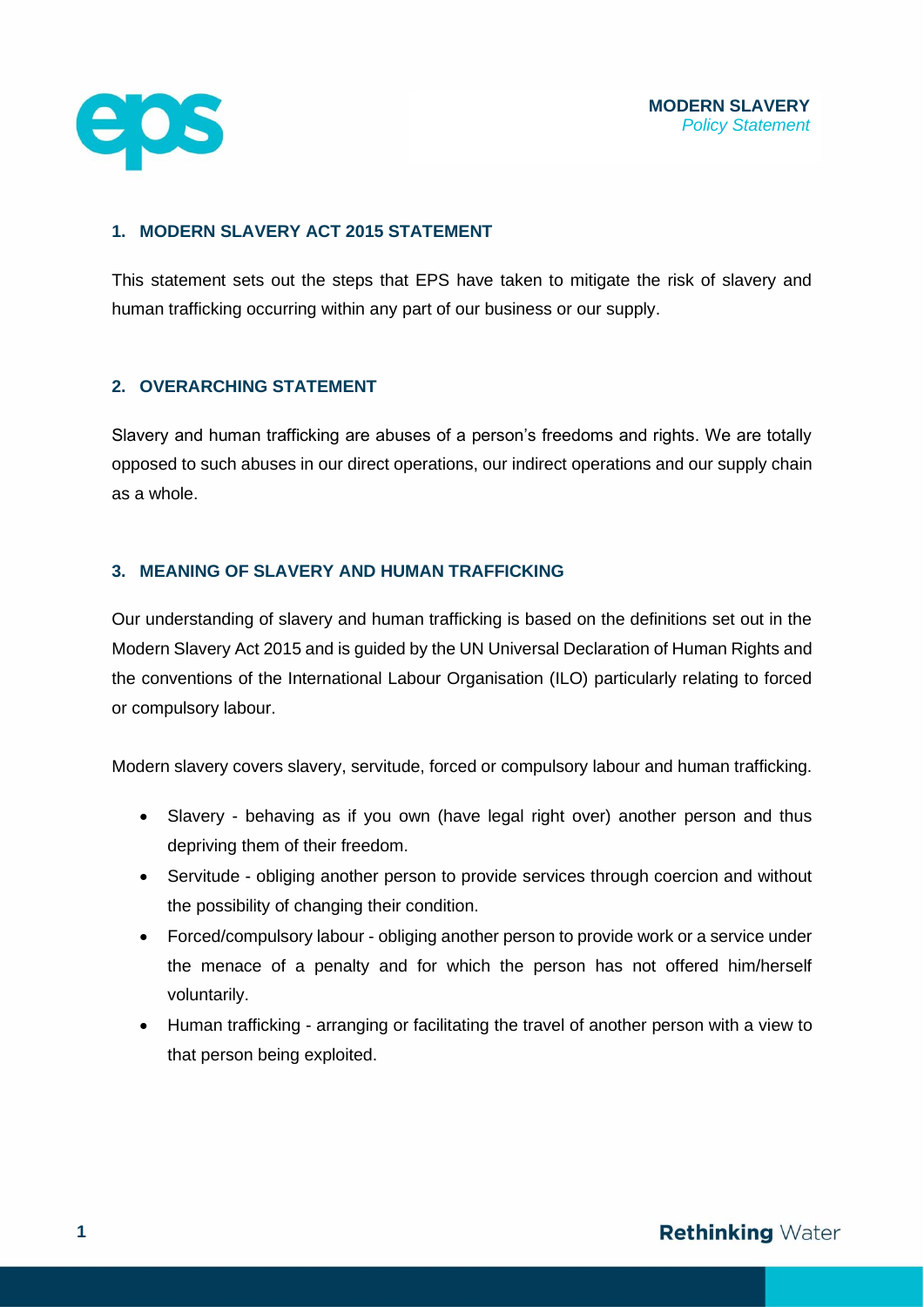## 1. MODERN SLAVERY ACT 2015 STATEMENT

This statement sets out the steps that EPS have taken to mitigate the risk of slavery and human trafficking occurring within any part of our business or our supply.

## 2. OVERARCHING STATEMENT

Slavery and human trafficking are abuses of a person's freedoms and rights. We are totally opposed to such abuses in our direct operations, our indirect operations and our supply chain as a whole.

## 3. MEANING OF SLAVERY AND HUMAN TRAFFICKING

Our understanding of slavery and human trafficking is based on the definitions set out in the Modern Slavery Act 2015 and is guided by the UN Universal Declaration of Human Rights and the conventions of the International Labour Organisation (ILO) particularly relating to forced or compulsory labour.

Modern slavery covers slavery, servitude, forced or compulsory labour and human trafficking.

- Slavery - behaving as if you own (have legal right over) another person and thus depriving them of their freedom.
- Servitude - obliging another person to provide services through coercion and without the possibility of changing their condition.
- Forced/compulsory labour - obliging another person to provide work or a service under the menace of a penalty and for which the person has not offered him/herself voluntarily.
- Human trafficking - arranging or facilitating the travel of another person with a view to that person being exploited.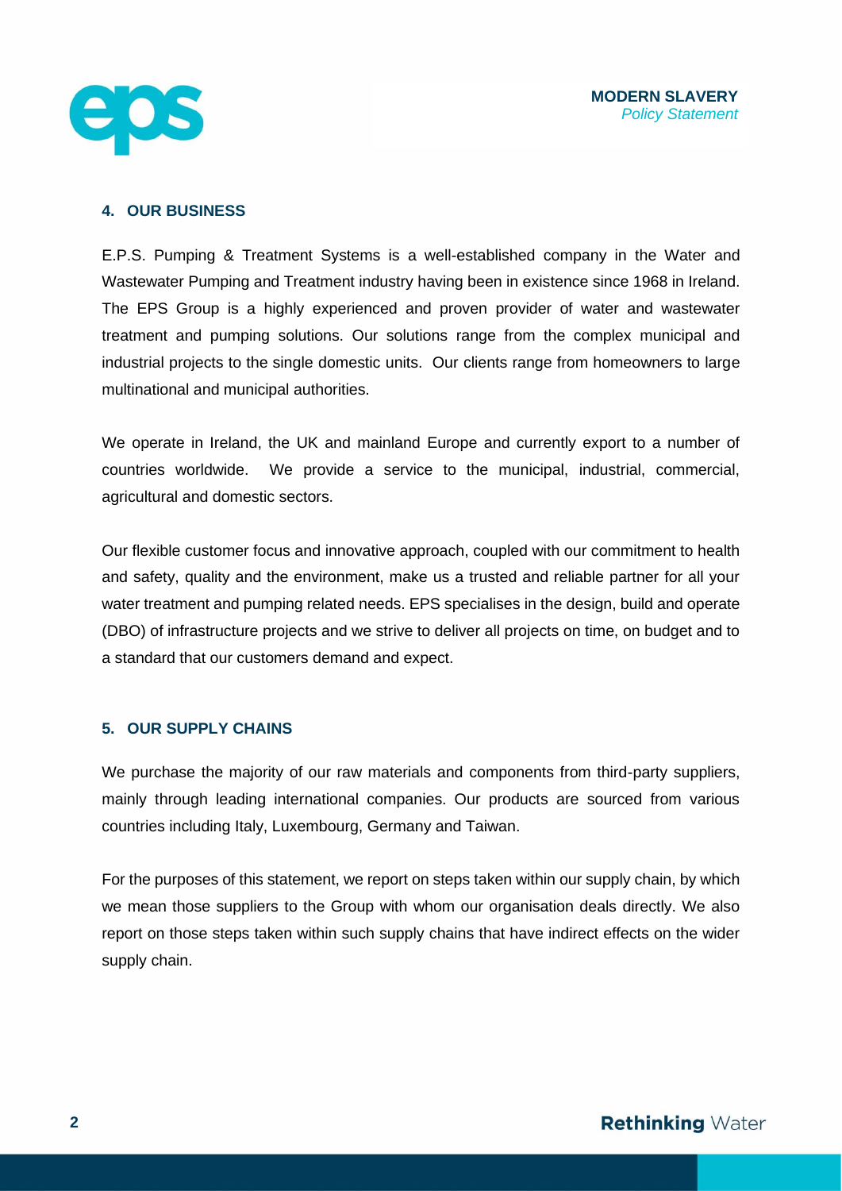## 4. OUR BUSINESS

E.P.S. Pumping & Treatment Systems is a well-established company in the Water and Wastewater Pumping and Treatment industry having been in existence since 1968 in Ireland. The EPS Group is a highly experienced and proven provider of water and wastewater treatment and pumping solutions. Our solutions range from the complex municipal and industrial projects to the single domestic units. Our clients range from homeowners to large multinational and municipal authorities.

We operate in Ireland, the UK and mainland Europe and currently export to a number of countries worldwide. We provide a service to the municipal, industrial, commercial, agricultural and domestic sectors.

Our flexible customer focus and innovative approach, coupled with our commitment to health and safety, quality and the environment, make us a trusted and reliable partner for all your water treatment and pumping related needs. EPS specialises in the design, build and operate (DBO) of infrastructure projects and we strive to deliver all projects on time, on budget and to a standard that our customers demand and expect.

## 5. OUR SUPPLY CHAINS

We purchase the majority of our raw materials and components from third-party suppliers, mainly through leading international companies. Our products are sourced from various countries including Italy, Luxembourg, Germany and Taiwan.

For the purposes of this statement, we report on steps taken within our supply chain, by which we mean those suppliers to the Group with whom our organisation deals directly. We also report on those steps taken within such supply chains that have indirect effects on the wider supply chain.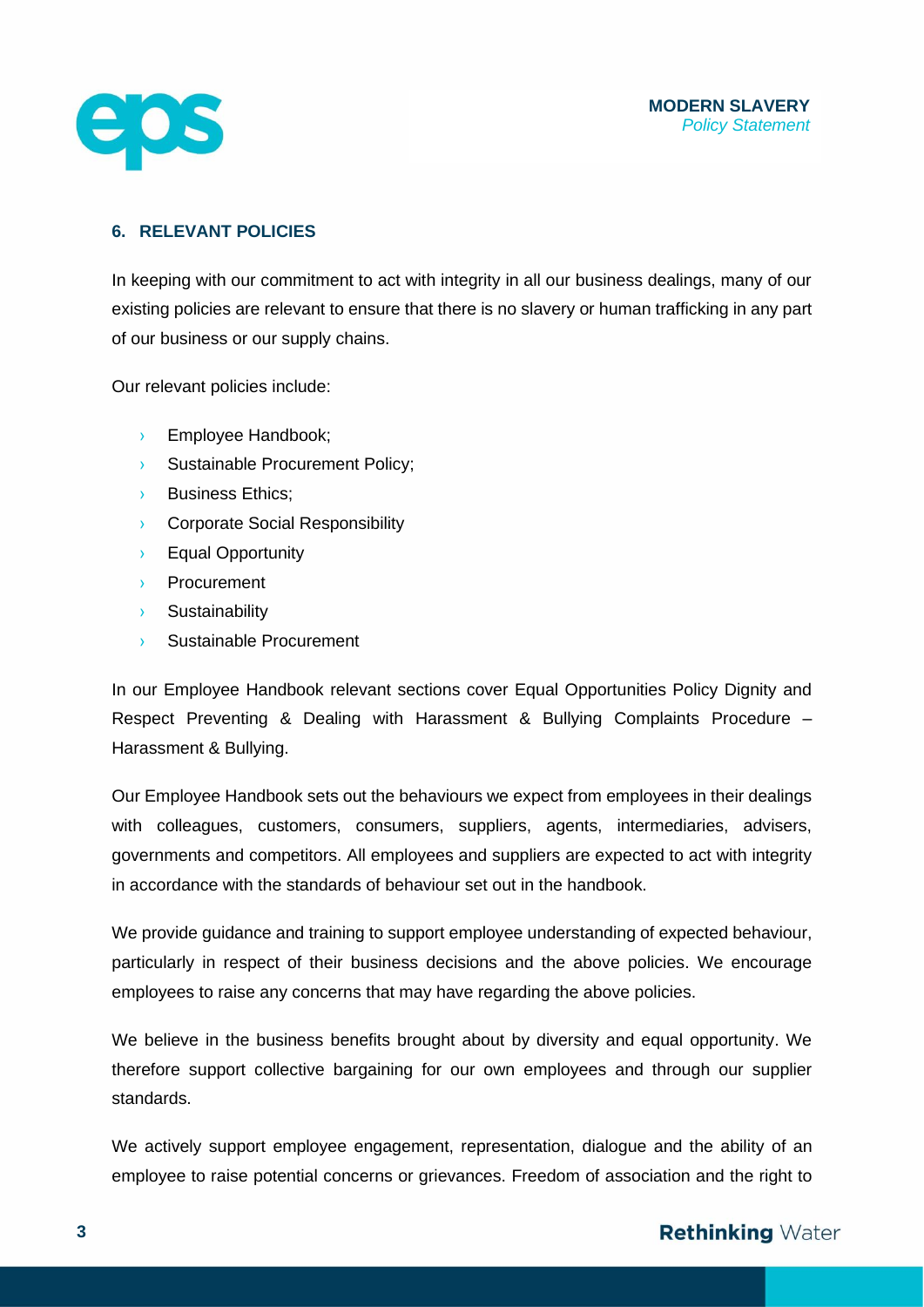## 6. RELEVANT POLICIES

In keeping with our commitment to act with integrity in all our business dealings, many of our existing policies are relevant to ensure that there is no slavery or human trafficking in any part of our business or our supply chains.

Our relevant policies include:

- Employee Handbook;
- Sustainable Procurement Policy;
- Business Ethics;
- Corporate Social Responsibility
- Equal Opportunity
- Procurement
- Sustainability
- Sustainable Procurement

In our Employee Handbook relevant sections cover Equal Opportunities Policy Dignity and Respect Preventing & Dealing with Harassment & Bullying Complaints Procedure – Harassment & Bullying.

Our Employee Handbook sets out the behaviours we expect from employees in their dealings with colleagues, customers, consumers, suppliers, agents, intermediaries, advisers, governments and competitors. All employees and suppliers are expected to act with integrity in accordance with the standards of behaviour set out in the handbook.

We provide guidance and training to support employee understanding of expected behaviour, particularly in respect of their business decisions and the above policies. We encourage employees to raise any concerns that may have regarding the above policies.

We believe in the business benefits brought about by diversity and equal opportunity. We therefore support collective bargaining for our own employees and through our supplier standards.

We actively support employee engagement, representation, dialogue and the ability of an employee to raise potential concerns or grievances. Freedom of association and the right to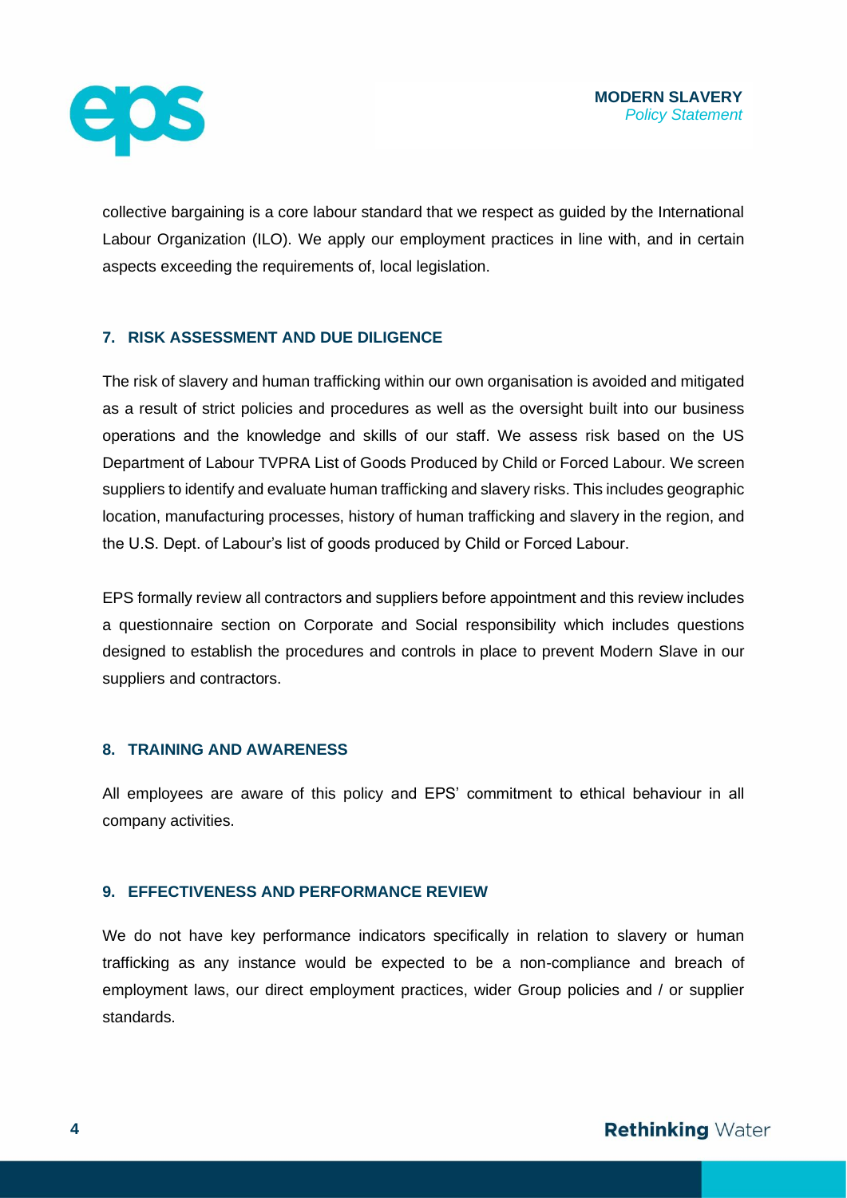collective bargaining is a core labour standard that we respect as guided by the International Labour Organization (ILO). We apply our employment practices in line with, and in certain aspects exceeding the requirements of, local legislation.

## 7. RISK ASSESSMENT AND DUE DILIGENCE

The risk of slavery and human trafficking within our own organisation is avoided and mitigated as a result of strict policies and procedures as well as the oversight built into our business operations and the knowledge and skills of our staff. We assess risk based on the US Department of Labour TVPRA List of Goods Produced by Child or Forced Labour. We screen suppliers to identify and evaluate human trafficking and slavery risks. This includes geographic location, manufacturing processes, history of human trafficking and slavery in the region, and the U.S. Dept. of Labour's list of goods produced by Child or Forced Labour.

EPS formally review all contractors and suppliers before appointment and this review includes a questionnaire section on Corporate and Social responsibility which includes questions designed to establish the procedures and controls in place to prevent Modern Slave in our suppliers and contractors.

## 8. TRAINING AND AWARENESS

All employees are aware of this policy and EPS' commitment to ethical behaviour in all company activities.

## 9. EFFECTIVENESS AND PERFORMANCE REVIEW

We do not have key performance indicators specifically in relation to slavery or human trafficking as any instance would be expected to be a non-compliance and breach of employment laws, our direct employment practices, wider Group policies and / or supplier standards.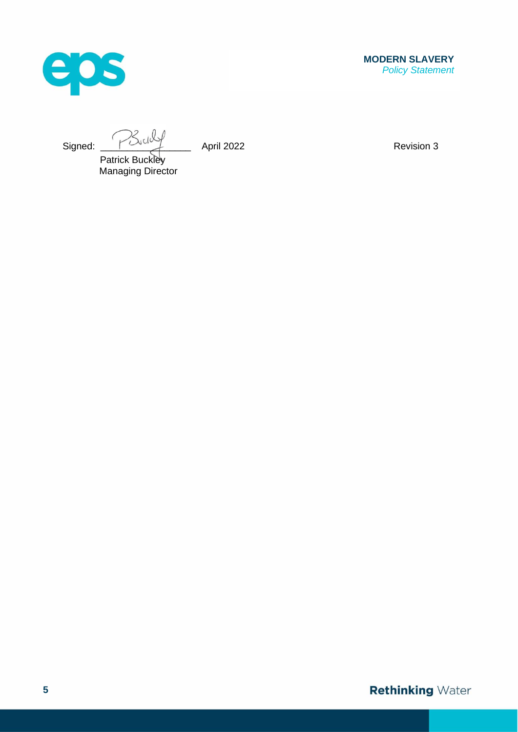Signed: ____________________ April 2022 Revision 3

Patrick Buckley
Managing Director